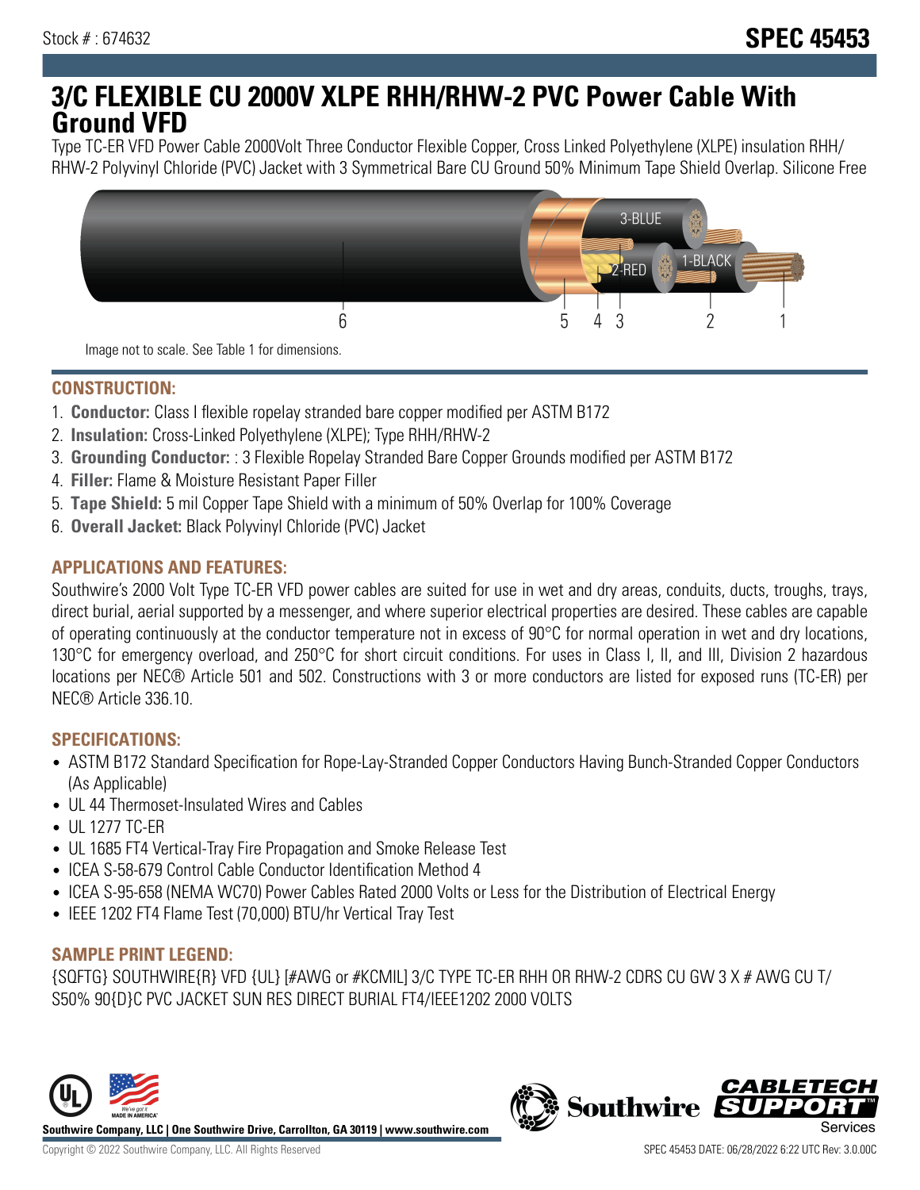Stock # : 674632

# SPEC 45453

## 3/C FLEXIBLE CU 2000V XLPE RHH/RHW-2 PVC Power Cable With Ground VFD

Type TC-ER VFD Power Cable 2000Volt Three Conductor Flexible Copper, Cross Linked Polyethylene (XLPE) insulation RHH/ RHW-2 Polyvinyl Chloride (PVC) Jacket with 3 Symmetrical Bare CU Ground 50% Minimum Tape Shield Overlap. Silicone Free

Image not to scale. See Table 1 for dimensions.

### CONSTRUCTION:

1. **Conductor:** Class I flexible ropelay stranded bare copper modified per ASTM B172
2. **Insulation:** Cross-Linked Polyethylene (XLPE); Type RHH/RHW-2
3. **Grounding Conductor:** : 3 Flexible Ropelay Stranded Bare Copper Grounds modified per ASTM B172
4. **Filler:** Flame & Moisture Resistant Paper Filler
5. **Tape Shield:** 5 mil Copper Tape Shield with a minimum of 50% Overlap for 100% Coverage
6. **Overall Jacket:** Black Polyvinyl Chloride (PVC) Jacket

### APPLICATIONS AND FEATURES:

Southwire's 2000 Volt Type TC-ER VFD power cables are suited for use in wet and dry areas, conduits, ducts, troughs, trays, direct burial, aerial supported by a messenger, and where superior electrical properties are desired. These cables are capable of operating continuously at the conductor temperature not in excess of 90°C for normal operation in wet and dry locations, 130°C for emergency overload, and 250°C for short circuit conditions. For uses in Class I, II, and III, Division 2 hazardous locations per NEC® Article 501 and 502. Constructions with 3 or more conductors are listed for exposed runs (TC-ER) per NEC® Article 336.10.

### SPECIFICATIONS:

- ASTM B172 Standard Specification for Rope-Lay-Stranded Copper Conductors Having Bunch-Stranded Copper Conductors (As Applicable)
- UL 44 Thermoset-Insulated Wires and Cables
- UL 1277 TC-ER
- UL 1685 FT4 Vertical-Tray Fire Propagation and Smoke Release Test
- ICEA S-58-679 Control Cable Conductor Identification Method 4
- ICEA S-95-658 (NEMA WC70) Power Cables Rated 2000 Volts or Less for the Distribution of Electrical Energy
- IEEE 1202 FT4 Flame Test (70,000) BTU/hr Vertical Tray Test

### SAMPLE PRINT LEGEND:

{SQFTG} SOUTHWIRE{R} VFD {UL} [#AWG or #KCMIL] 3/C TYPE TC-ER RHH OR RHW-2 CDRS CU GW 3 X # AWG CU T/ S50% 90{D}C PVC JACKET SUN RES DIRECT BURIAL FT4/IEEE1202 2000 VOLTS

Southwire Company, LLC | One Southwire Drive, Carrollton, GA 30119 | www.southwire.com

Copyright © 2022 Southwire Company, LLC. All Rights Reserved

SPEC 45453 DATE: 06/28/2022 6:22 UTC Rev: 3.0.00C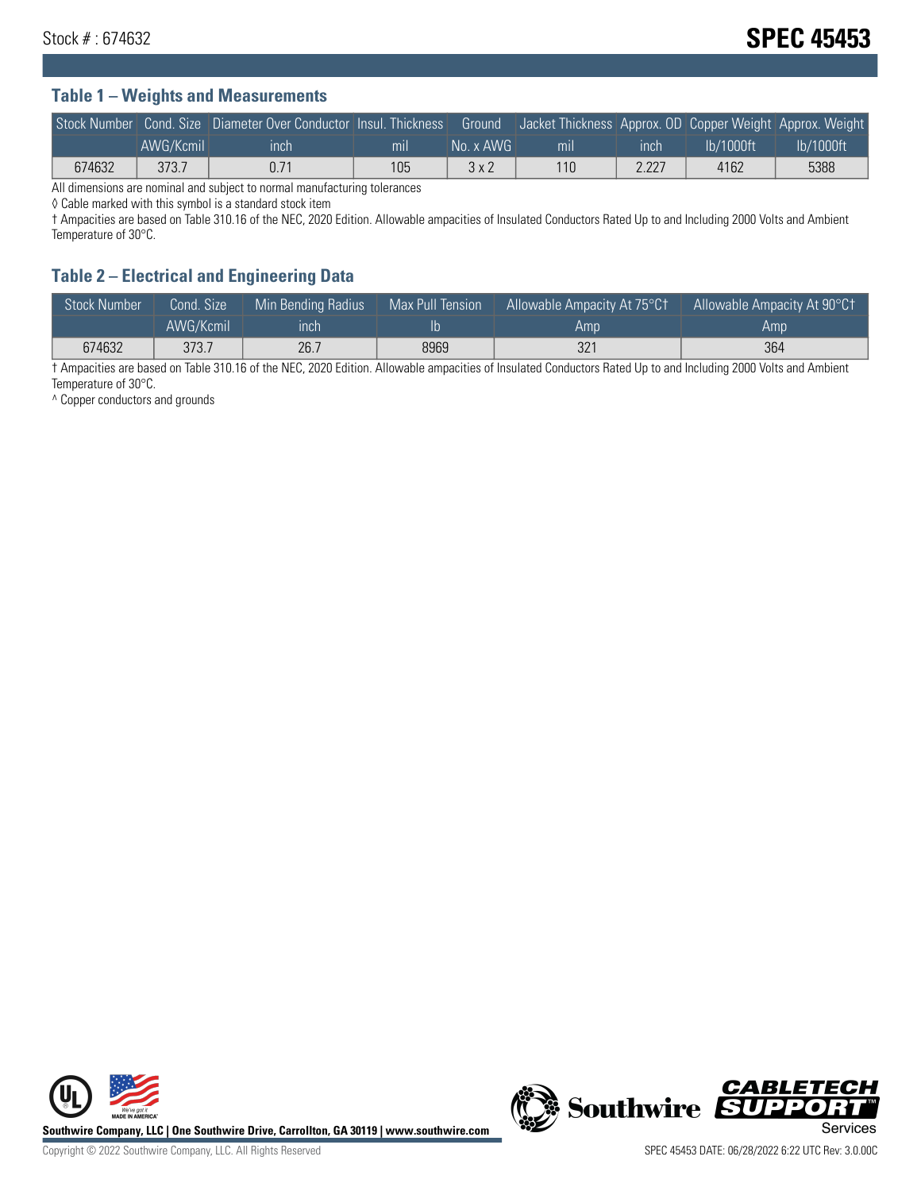## Table 1 – Weights and Measurements

| Stock Number | Cond. Size | Diameter Over Conductor | Insul. Thickness | Ground | Jacket Thickness | Approx. OD | Copper Weight | Approx. Weight |
|---|---|---|---|---|---|---|---|---|
| | AWG/Kcmil | inch | mil | No. x AWG | mil | inch | lb/1000ft | lb/1000ft |
| 674632 | 373.7 | 0.71 | 105 | 3 x 2 | 110 | 2.227 | 4162 | 5388 |

All dimensions are nominal and subject to normal manufacturing tolerances

◊ Cable marked with this symbol is a standard stock item

† Ampacities are based on Table 310.16 of the NEC, 2020 Edition. Allowable ampacities of Insulated Conductors Rated Up to and Including 2000 Volts and Ambient Temperature of 30°C.

## Table 2 – Electrical and Engineering Data

| Stock Number | Cond. Size | Min Bending Radius | Max Pull Tension | Allowable Ampacity At 75°C† | Allowable Ampacity At 90°C† |
|---|---|---|---|---|---|
| | AWG/Kcmil | inch | lb | Amp | Amp |
| 674632 | 373.7 | 26.7 | 8969 | 321 | 364 |

† Ampacities are based on Table 310.16 of the NEC, 2020 Edition. Allowable ampacities of Insulated Conductors Rated Up to and Including 2000 Volts and Ambient Temperature of 30°C.

^ Copper conductors and grounds